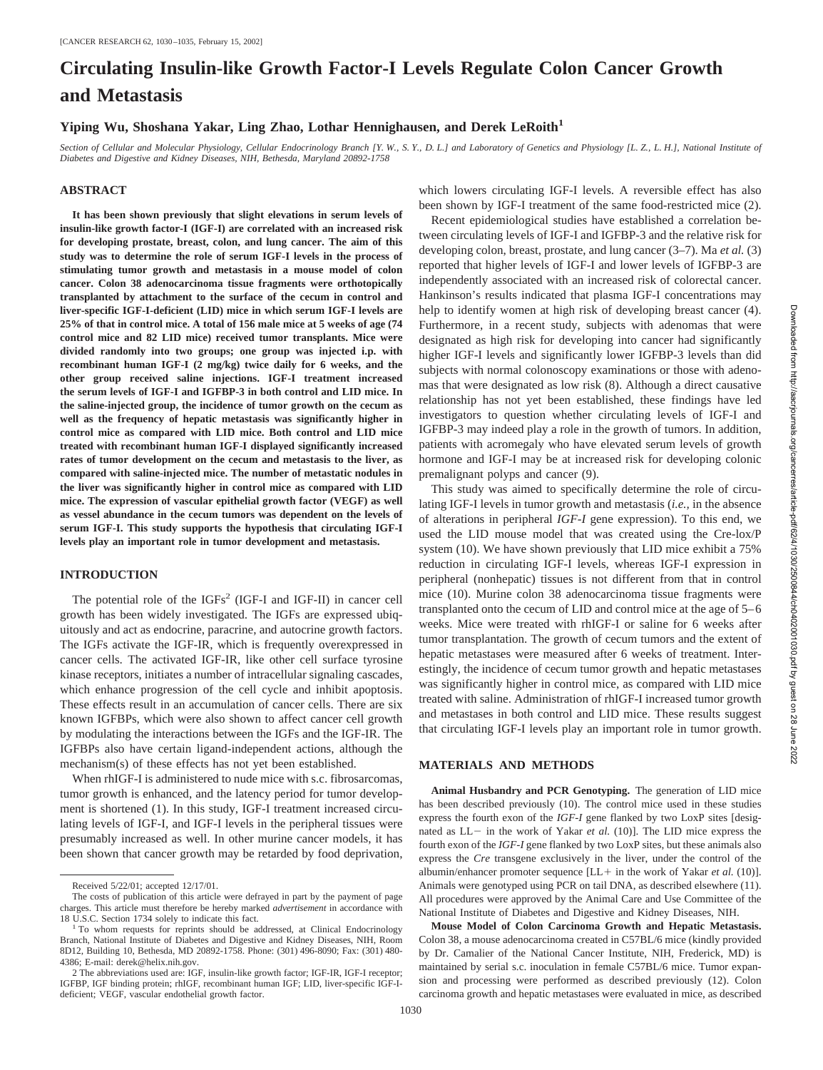# Circulating Insulin-like Growth Factor-I Levels Regulate Colon Cancer Growth and Metastasis

**Yiping Wu, Shoshana Yakar, Ling Zhao, Lothar Hennighausen, and Derek LeRoith[1]**

*Section of Cellular and Molecular Physiology, Cellular Endocrinology Branch [Y. W., S. Y., D. L.] and Laboratory of Genetics and Physiology [L. Z., L. H.], National Institute of Diabetes and Digestive and Kidney Diseases, NIH, Bethesda, Maryland 20892-1758*

## ABSTRACT

**It has been shown previously that slight elevations in serum levels of insulin-like growth factor-I (IGF-I) are correlated with an increased risk for developing prostate, breast, colon, and lung cancer. The aim of this study was to determine the role of serum IGF-I levels in the process of stimulating tumor growth and metastasis in a mouse model of colon cancer. Colon 38 adenocarcinoma tissue fragments were orthotopically transplanted by attachment to the surface of the cecum in control and liver-specific IGF-I-deficient (LID) mice in which serum IGF-I levels are 25% of that in control mice. A total of 156 male mice at 5 weeks of age (74 control mice and 82 LID mice) received tumor transplants. Mice were divided randomly into two groups; one group was injected i.p. with recombinant human IGF-I (2 mg/kg) twice daily for 6 weeks, and the other group received saline injections. IGF-I treatment increased the serum levels of IGF-I and IGFBP-3 in both control and LID mice. In the saline-injected group, the incidence of tumor growth on the cecum as well as the frequency of hepatic metastasis was significantly higher in control mice as compared with LID mice. Both control and LID mice treated with recombinant human IGF-I displayed significantly increased rates of tumor development on the cecum and metastasis to the liver, as compared with saline-injected mice. The number of metastatic nodules in the liver was significantly higher in control mice as compared with LID mice. The expression of vascular epithelial growth factor (VEGF) as well as vessel abundance in the cecum tumors was dependent on the levels of serum IGF-I. This study supports the hypothesis that circulating IGF-I levels play an important role in tumor development and metastasis.**

## INTRODUCTION

The potential role of the IGFs[2] (IGF-I and IGF-II) in cancer cell growth has been widely investigated. The IGFs are expressed ubiquitously and act as endocrine, paracrine, and autocrine growth factors. The IGFs activate the IGF-IR, which is frequently overexpressed in cancer cells. The activated IGF-IR, like other cell surface tyrosine kinase receptors, initiates a number of intracellular signaling cascades, which enhance progression of the cell cycle and inhibit apoptosis. These effects result in an accumulation of cancer cells. There are six known IGFBPs, which were also shown to affect cancer cell growth by modulating the interactions between the IGFs and the IGF-IR. The IGFBPs also have certain ligand-independent actions, although the mechanism(s) of these effects has not yet been established.

When rhIGF-I is administered to nude mice with s.c. fibrosarcomas, tumor growth is enhanced, and the latency period for tumor development is shortened (1). In this study, IGF-I treatment increased circulating levels of IGF-I, and IGF-I levels in the peripheral tissues were presumably increased as well. In other murine cancer models, it has been shown that cancer growth may be retarded by food deprivation, which lowers circulating IGF-I levels. A reversible effect has also been shown by IGF-I treatment of the same food-restricted mice (2).

Recent epidemiological studies have established a correlation between circulating levels of IGF-I and IGFBP-3 and the relative risk for developing colon, breast, prostate, and lung cancer (3–7). Ma *et al.* (3) reported that higher levels of IGF-I and lower levels of IGFBP-3 are independently associated with an increased risk of colorectal cancer. Hankinson's results indicated that plasma IGF-I concentrations may help to identify women at high risk of developing breast cancer (4). Furthermore, in a recent study, subjects with adenomas that were designated as high risk for developing into cancer had significantly higher IGF-I levels and significantly lower IGFBP-3 levels than did subjects with normal colonoscopy examinations or those with adenomas that were designated as low risk (8). Although a direct causative relationship has not yet been established, these findings have led investigators to question whether circulating levels of IGF-I and IGFBP-3 may indeed play a role in the growth of tumors. In addition, patients with acromegaly who have elevated serum levels of growth hormone and IGF-I may be at increased risk for developing colonic premalignant polyps and cancer (9).

This study was aimed to specifically determine the role of circulating IGF-I levels in tumor growth and metastasis (*i.e.*, in the absence of alterations in peripheral *IGF-I* gene expression). To this end, we used the LID mouse model that was created using the Cre-lox/P system (10). We have shown previously that LID mice exhibit a 75% reduction in circulating IGF-I levels, whereas IGF-I expression in peripheral (nonhepatic) tissues is not different from that in control mice (10). Murine colon 38 adenocarcinoma tissue fragments were transplanted onto the cecum of LID and control mice at the age of 5–6 weeks. Mice were treated with rhIGF-I or saline for 6 weeks after tumor transplantation. The growth of cecum tumors and the extent of hepatic metastases were measured after 6 weeks of treatment. Interestingly, the incidence of cecum tumor growth and hepatic metastases was significantly higher in control mice, as compared with LID mice treated with saline. Administration of rhIGF-I increased tumor growth and metastases in both control and LID mice. These results suggest that circulating IGF-I levels play an important role in tumor growth.

## MATERIALS AND METHODS

**Animal Husbandry and PCR Genotyping.** The generation of LID mice has been described previously (10). The control mice used in these studies express the fourth exon of the *IGF-I* gene flanked by two LoxP sites [designated as LL− in the work of Yakar *et al.* (10)]. The LID mice express the fourth exon of the *IGF-I* gene flanked by two LoxP sites, but these animals also express the *Cre* transgene exclusively in the liver, under the control of the albumin/enhancer promoter sequence [LL+ in the work of Yakar *et al.* (10)]. Animals were genotyped using PCR on tail DNA, as described elsewhere (11). All procedures were approved by the Animal Care and Use Committee of the National Institute of Diabetes and Digestive and Kidney Diseases, NIH.

**Mouse Model of Colon Carcinoma Growth and Hepatic Metastasis.** Colon 38, a mouse adenocarcinoma created in C57BL/6 mice (kindly provided by Dr. Camalier of the National Cancer Institute, NIH, Frederick, MD) is maintained by serial s.c. inoculation in female C57BL/6 mice. Tumor expansion and processing were performed as described previously (12). Colon carcinoma growth and hepatic metastases were evaluated in mice, as described

---

Received 5/22/01; accepted 12/17/01.

The costs of publication of this article were defrayed in part by the payment of page charges. This article must therefore be hereby marked *advertisement* in accordance with 18 U.S.C. Section 1734 solely to indicate this fact.

[1] To whom requests for reprints should be addressed, at Clinical Endocrinology Branch, National Institute of Diabetes and Digestive and Kidney Diseases, NIH, Room 8D12, Building 10, Bethesda, MD 20892-1758. Phone: (301) 496-8090; Fax: (301) 480-4386; E-mail: derek@helix.nih.gov.

[2] The abbreviations used are: IGF, insulin-like growth factor; IGF-IR, IGF-I receptor; IGFBP, IGF binding protein; rhIGF, recombinant human IGF; LID, liver-specific IGF-I-deficient; VEGF, vascular endothelial growth factor.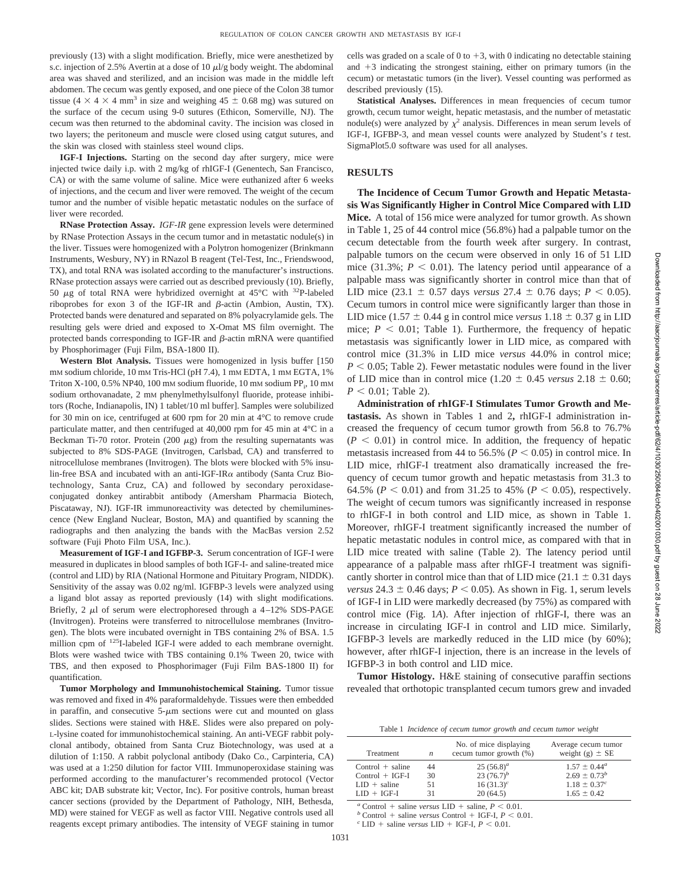previously (13) with a slight modification. Briefly, mice were anesthetized by s.c. injection of 2.5% Avertin at a dose of 10 μl/g body weight. The abdominal area was shaved and sterilized, and an incision was made in the middle left abdomen. The cecum was gently exposed, and one piece of the Colon 38 tumor tissue ($4 \times 4 \times 4$ mm$^3$ in size and weighing $45 \pm 0.68$ mg) was sutured on the surface of the cecum using 9-0 sutures (Ethicon, Somerville, NJ). The cecum was then returned to the abdominal cavity. The incision was closed in two layers; the peritoneum and muscle were closed using catgut sutures, and the skin was closed with stainless steel wound clips.

**IGF-I Injections.** Starting on the second day after surgery, mice were injected twice daily i.p. with 2 mg/kg of rhIGF-I (Genentech, San Francisco, CA) or with the same volume of saline. Mice were euthanized after 6 weeks of injections, and the cecum and liver were removed. The weight of the cecum tumor and the number of visible hepatic metastatic nodules on the surface of liver were recorded.

**RNase Protection Assay.** *IGF-IR* gene expression levels were determined by RNase Protection Assays in the cecum tumor and in metastatic nodule(s) in the liver. Tissues were homogenized with a Polytron homogenizer (Brinkmann Instruments, Wesbury, NY) in RNazol B reagent (Tel-Test, Inc., Friendswood, TX), and total RNA was isolated according to the manufacturer's instructions. RNase protection assays were carried out as described previously (10). Briefly, 50 μg of total RNA were hybridized overnight at 45°C with $^{32}$P-labeled riboprobes for exon 3 of the IGF-IR and β-actin (Ambion, Austin, TX). Protected bands were denatured and separated on 8% polyacrylamide gels. The resulting gels were dried and exposed to X-Omat MS film overnight. The protected bands corresponding to IGF-IR and β-actin mRNA were quantified by Phosphorimager (Fuji Film, BSA-1800 II).

**Western Blot Analysis.** Tissues were homogenized in lysis buffer [150 mM sodium chloride, 10 mM Tris-HCl (pH 7.4), 1 mM EDTA, 1 mM EGTA, 1% Triton X-100, 0.5% NP40, 100 mM sodium fluoride, 10 mM sodium $PP_i$, 10 mM sodium orthovanadate, 2 mM phenylmethylsulfonyl fluoride, protease inhibitors (Roche, Indianapolis, IN) 1 tablet/10 ml buffer]. Samples were solubilized for 30 min on ice, centrifuged at 600 rpm for 20 min at 4°C to remove crude particulate matter, and then centrifuged at 40,000 rpm for 45 min at 4°C in a Beckman Ti-70 rotor. Protein (200 μg) from the resulting supernatants was subjected to 8% SDS-PAGE (Invitrogen, Carlsbad, CA) and transferred to nitrocellulose membranes (Invitrogen). The blots were blocked with 5% insulin-free BSA and incubated with an anti-IGF-IRα antibody (Santa Cruz Biotechnology, Santa Cruz, CA) and followed by secondary peroxidase-conjugated donkey antirabbit antibody (Amersham Pharmacia Biotech, Piscataway, NJ). IGF-IR immunoreactivity was detected by chemiluminescence (New England Nuclear, Boston, MA) and quantified by scanning the radiographs and then analyzing the bands with the MacBas version 2.52 software (Fuji Photo Film USA, Inc.).

**Measurement of IGF-I and IGFBP-3.** Serum concentration of IGF-I were measured in duplicates in blood samples of both IGF-I- and saline-treated mice (control and LID) by RIA (National Hormone and Pituitary Program, NIDDK). Sensitivity of the assay was 0.02 ng/ml. IGFBP-3 levels were analyzed using a ligand blot assay as reported previously (14) with slight modifications. Briefly, 2 μl of serum were electrophoresed through a 4–12% SDS-PAGE (Invitrogen). Proteins were transferred to nitrocellulose membranes (Invitrogen). The blots were incubated overnight in TBS containing 2% of BSA. 1.5 million cpm of $^{125}$I-labeled IGF-I were added to each membrane overnight. Blots were washed twice with TBS containing 0.1% Tween 20, twice with TBS, and then exposed to Phosphorimager (Fuji Film BAS-1800 II) for quantification.

**Tumor Morphology and Immunohistochemical Staining.** Tumor tissue was removed and fixed in 4% paraformaldehyde. Tissues were then embedded in paraffin, and consecutive 5-μm sections were cut and mounted on glass slides. Sections were stained with H&E. Slides were also prepared on poly-L-lysine coated for immunohistochemical staining. An anti-VEGF rabbit polyclonal antibody, obtained from Santa Cruz Biotechnology, was used at a dilution of 1:150. A rabbit polyclonal antibody (Dako Co., Carpinteria, CA) was used at a 1:250 dilution for factor VIII. Immunoperoxidase staining was performed according to the manufacturer's recommended protocol (Vector ABC kit; DAB substrate kit; Vector, Inc). For positive controls, human breast cancer sections (provided by the Department of Pathology, NIH, Bethesda, MD) were stained for VEGF as well as factor VIII. Negative controls used all reagents except primary antibodies. The intensity of VEGF staining in tumor cells was graded on a scale of 0 to +3, with 0 indicating no detectable staining and +3 indicating the strongest staining, either on primary tumors (in the cecum) or metastatic tumors (in the liver). Vessel counting was performed as described previously (15).

**Statistical Analyses.** Differences in mean frequencies of cecum tumor growth, cecum tumor weight, hepatic metastasis, and the number of metastatic nodule(s) were analyzed by $\chi^2$ analysis. Differences in mean serum levels of IGF-I, IGFBP-3, and mean vessel counts were analyzed by Student's *t* test. SigmaPlot5.0 software was used for all analyses.

## RESULTS

**The Incidence of Cecum Tumor Growth and Hepatic Metastasis Was Significantly Higher in Control Mice Compared with LID Mice.** A total of 156 mice were analyzed for tumor growth. As shown in Table 1, 25 of 44 control mice (56.8%) had a palpable tumor on the cecum detectable from the fourth week after surgery. In contrast, palpable tumors on the cecum were observed in only 16 of 51 LID mice (31.3%; $P < 0.01$). The latency period until appearance of a palpable mass was significantly shorter in control mice than that of LID mice ($23.1 \pm 0.57$ days *versus* $27.4 \pm 0.76$ days; $P < 0.05$). Cecum tumors in control mice were significantly larger than those in LID mice ($1.57 \pm 0.44$ g in control mice *versus* $1.18 \pm 0.37$ g in LID mice; $P < 0.01$; Table 1). Furthermore, the frequency of hepatic metastasis was significantly lower in LID mice, as compared with control mice (31.3% in LID mice *versus* 44.0% in control mice; $P < 0.05$; Table 2). Fewer metastatic nodules were found in the liver of LID mice than in control mice ($1.20 \pm 0.45$ *versus* $2.18 \pm 0.60$; $P < 0.01$; Table 2).

**Administration of rhIGF-I Stimulates Tumor Growth and Metastasis.** As shown in Tables 1 and 2, rhIGF-I administration increased the frequency of cecum tumor growth from 56.8 to 76.7% ($P < 0.01$) in control mice. In addition, the frequency of hepatic metastasis increased from 44 to 56.5% ($P < 0.05$) in control mice. In LID mice, rhIGF-I treatment also dramatically increased the frequency of cecum tumor growth and hepatic metastasis from 31.3 to 64.5% ($P < 0.01$) and from 31.25 to 45% ($P < 0.05$), respectively. The weight of cecum tumors was significantly increased in response to rhIGF-I in both control and LID mice, as shown in Table 1. Moreover, rhIGF-I treatment significantly increased the number of hepatic metastatic nodules in control mice, as compared with that in LID mice treated with saline (Table 2). The latency period until appearance of a palpable mass after rhIGF-I treatment was significantly shorter in control mice than that of LID mice ($21.1 \pm 0.31$ days *versus* $24.3 \pm 0.46$ days; $P < 0.05$). As shown in Fig. 1, serum levels of IGF-I in LID were markedly decreased (by 75%) as compared with control mice (Fig. 1*A*). After injection of rhIGF-I, there was an increase in circulating IGF-I in control and LID mice. Similarly, IGFBP-3 levels are markedly reduced in the LID mice (by 60%); however, after rhIGF-I injection, there is an increase in the levels of IGFBP-3 in both control and LID mice.

**Tumor Histology.** H&E staining of consecutive paraffin sections revealed that orthotopic transplanted cecum tumors grew and invaded

Table 1 *Incidence of cecum tumor growth and cecum tumor weight*

| Treatment | *n* | No. of mice displaying cecum tumor growth (%) | Average cecum tumor weight (g) ± SE |
|---|---|---|---|
| Control + saline | 44 | 25 (56.8)[a] | 1.57 ± 0.44[a] |
| Control + IGF-I | 30 | 23 (76.7)[b] | 2.69 ± 0.73[b] |
| LID + saline | 51 | 16 (31.3)[c] | 1.18 ± 0.37[c] |
| LID + IGF-I | 31 | 20 (64.5) | 1.65 ± 0.42 |

[a] Control + saline *versus* LID + saline, $P < 0.01$.
[b] Control + saline *versus* Control + IGF-I, $P < 0.01$.
[c] LID + saline *versus* LID + IGF-I, $P < 0.01$.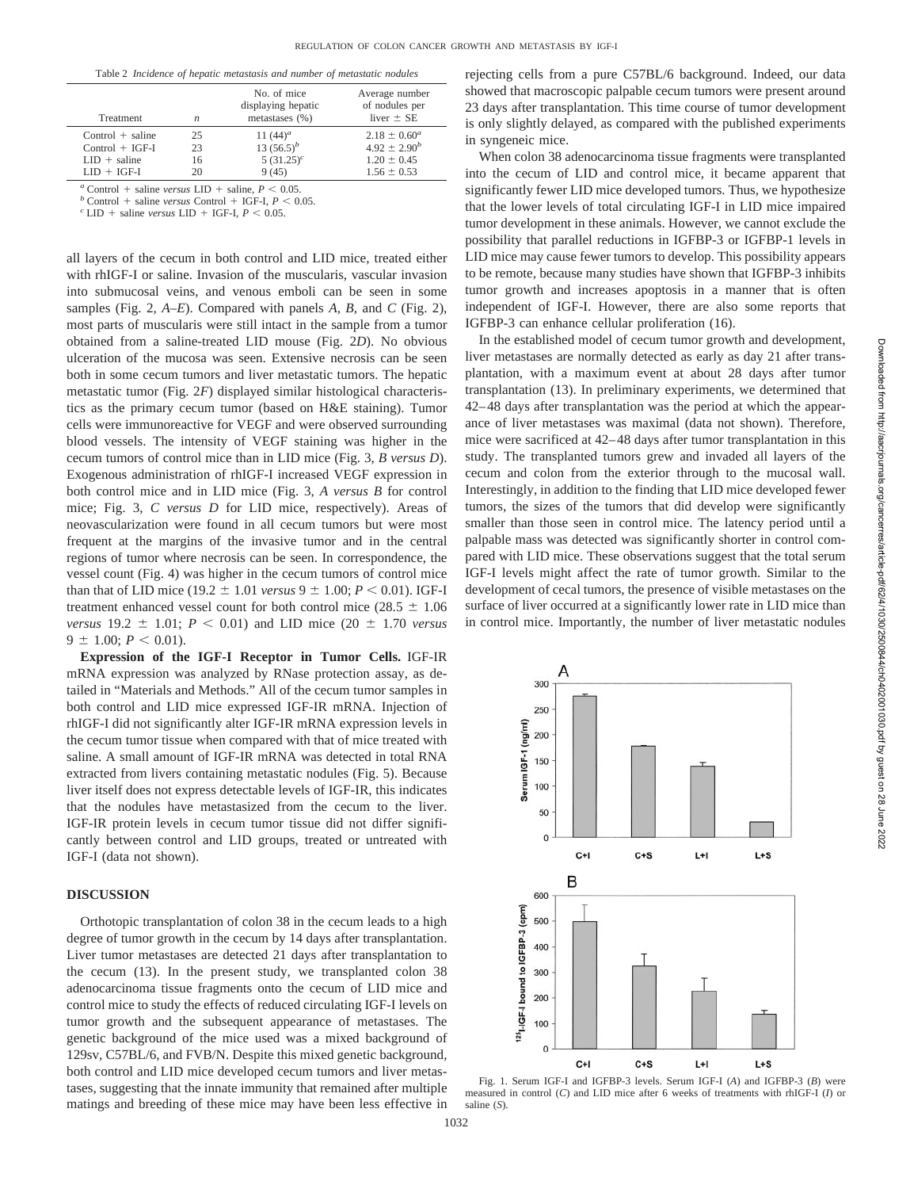Table 2 *Incidence of hepatic metastasis and number of metastatic nodules*

| Treatment | $n$ | No. of mice displaying hepatic metastases (%) | Average number of nodules per liver ± SE |
|---|---|---|---|
| Control + saline | 25 | 11 (44)[a] | 2.18 ± 0.60[a] |
| Control + IGF-I | 23 | 13 (56.5)[b] | 4.92 ± 2.90[b] |
| LID + saline | 16 | 5 (31.25)[c] | 1.20 ± 0.45 |
| LID + IGF-I | 20 | 9 (45) | 1.56 ± 0.53 |

[a] Control + saline *versus* LID + saline, $P < 0.05$.
[b] Control + saline *versus* Control + IGF-I, $P < 0.05$.
[c] LID + saline *versus* LID + IGF-I, $P < 0.05$.

all layers of the cecum in both control and LID mice, treated either with rhIGF-I or saline. Invasion of the muscularis, vascular invasion into submucosal veins, and venous emboli can be seen in some samples (Fig. 2, *A–E*). Compared with panels *A*, *B*, and *C* (Fig. 2), most parts of muscularis were still intact in the sample from a tumor obtained from a saline-treated LID mouse (Fig. 2*D*). No obvious ulceration of the mucosa was seen. Extensive necrosis can be seen both in some cecum tumors and liver metastatic tumors. The hepatic metastatic tumor (Fig. 2*F*) displayed similar histological characteristics as the primary cecum tumor (based on H&E staining). Tumor cells were immunoreactive for VEGF and were observed surrounding blood vessels. The intensity of VEGF staining was higher in the cecum tumors of control mice than in LID mice (Fig. 3, *B versus D*). Exogenous administration of rhIGF-I increased VEGF expression in both control mice and in LID mice (Fig. 3, *A versus B* for control mice; Fig. 3, *C versus D* for LID mice, respectively). Areas of neovascularization were found in all cecum tumors but were most frequent at the margins of the invasive tumor and in the central regions of tumor where necrosis can be seen. In correspondence, the vessel count (Fig. 4) was higher in the cecum tumors of control mice than that of LID mice (19.2 ± 1.01 *versus* 9 ± 1.00; $P < 0.01$). IGF-I treatment enhanced vessel count for both control mice (28.5 ± 1.06 *versus* 19.2 ± 1.01; $P < 0.01$) and LID mice (20 ± 1.70 *versus* 9 ± 1.00; $P < 0.01$).

**Expression of the IGF-I Receptor in Tumor Cells.** IGF-IR mRNA expression was analyzed by RNase protection assay, as detailed in "Materials and Methods." All of the cecum tumor samples in both control and LID mice expressed IGF-IR mRNA. Injection of rhIGF-I did not significantly alter IGF-IR mRNA expression levels in the cecum tumor tissue when compared with that of mice treated with saline. A small amount of IGF-IR mRNA was detected in total RNA extracted from livers containing metastatic nodules (Fig. 5). Because liver itself does not express detectable levels of IGF-IR, this indicates that the nodules have metastasized from the cecum to the liver. IGF-IR protein levels in cecum tumor tissue did not differ significantly between control and LID groups, treated or untreated with IGF-I (data not shown).

## DISCUSSION

Orthotopic transplantation of colon 38 in the cecum leads to a high degree of tumor growth in the cecum by 14 days after transplantation. Liver tumor metastases are detected 21 days after transplantation to the cecum (13). In the present study, we transplanted colon 38 adenocarcinoma tissue fragments onto the cecum of LID mice and control mice to study the effects of reduced circulating IGF-I levels on tumor growth and the subsequent appearance of metastases. The genetic background of the mice used was a mixed background of 129sv, C57BL/6, and FVB/N. Despite this mixed genetic background, both control and LID mice developed cecum tumors and liver metastases, suggesting that the innate immunity that remained after multiple matings and breeding of these mice may have been less effective in rejecting cells from a pure C57BL/6 background. Indeed, our data showed that macroscopic palpable cecum tumors were present around 23 days after transplantation. This time course of tumor development is only slightly delayed, as compared with the published experiments in syngeneic mice.

When colon 38 adenocarcinoma tissue fragments were transplanted into the cecum of LID and control mice, it became apparent that significantly fewer LID mice developed tumors. Thus, we hypothesize that the lower levels of total circulating IGF-I in LID mice impaired tumor development in these animals. However, we cannot exclude the possibility that parallel reductions in IGFBP-3 or IGFBP-1 levels in LID mice may cause fewer tumors to develop. This possibility appears to be remote, because many studies have shown that IGFBP-3 inhibits tumor growth and increases apoptosis in a manner that is often independent of IGF-I. However, there are also some reports that IGFBP-3 can enhance cellular proliferation (16).

In the established model of cecum tumor growth and development, liver metastases are normally detected as early as day 21 after transplantation, with a maximum event at about 28 days after tumor transplantation (13). In preliminary experiments, we determined that 42–48 days after transplantation was the period at which the appearance of liver metastases was maximal (data not shown). Therefore, mice were sacrificed at 42–48 days after tumor transplantation in this study. The transplanted tumors grew and invaded all layers of the cecum and colon from the exterior through to the mucosal wall. Interestingly, in addition to the finding that LID mice developed fewer tumors, the sizes of the tumors that did develop were significantly smaller than those seen in control mice. The latency period until a palpable mass was detected was significantly shorter in control compared with LID mice. These observations suggest that the total serum IGF-I levels might affect the rate of tumor growth. Similar to the development of cecal tumors, the presence of visible metastases on the surface of liver occurred at a significantly lower rate in LID mice than in control mice. Importantly, the number of liver metastatic nodules

Fig. 1. Serum IGF-I and IGFBP-3 levels. Serum IGF-I (*A*) and IGFBP-3 (*B*) were measured in control (*C*) and LID mice after 6 weeks of treatments with rhIGF-I (*I*) or saline (*S*).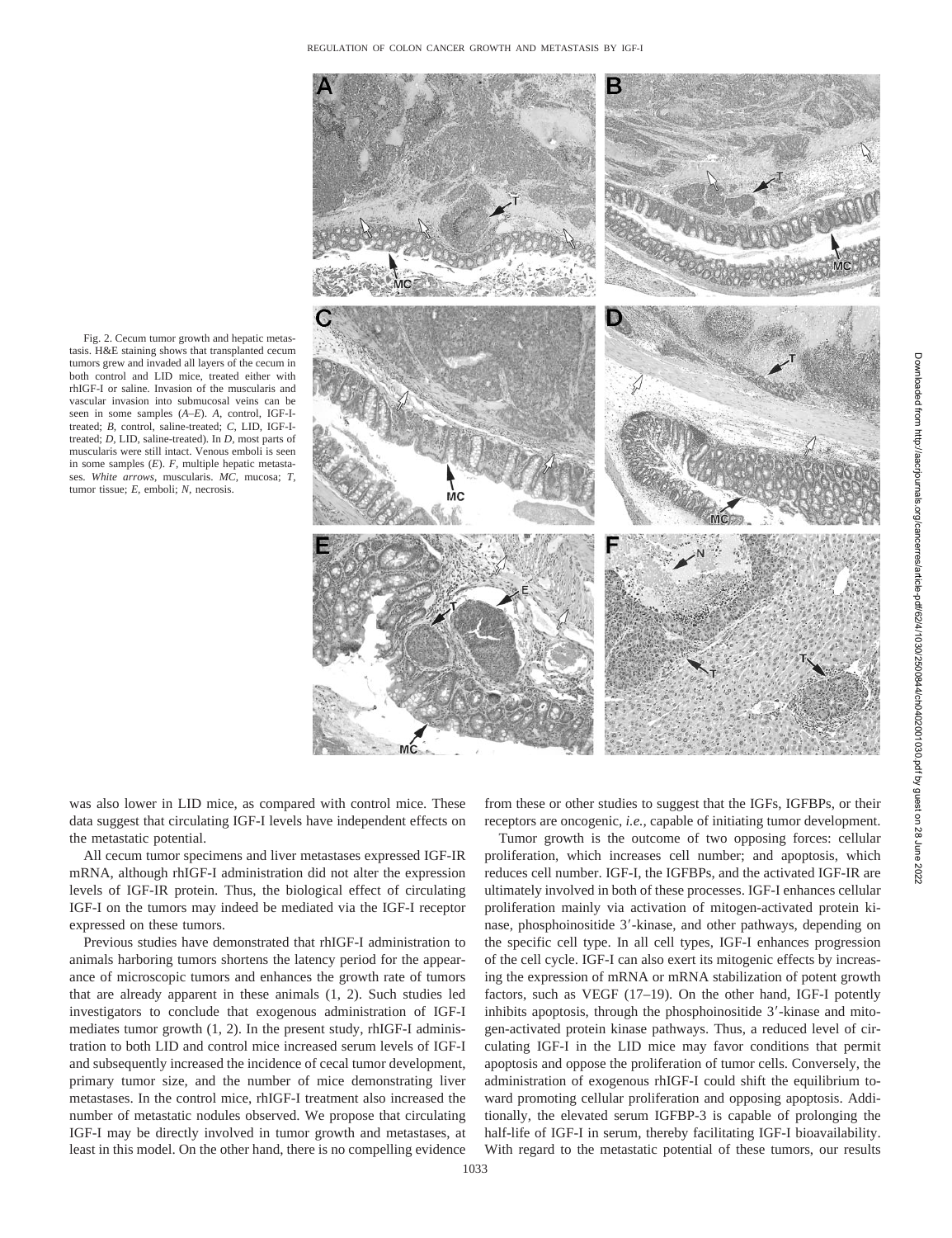Fig. 2. Cecum tumor growth and hepatic metastasis. H&E staining shows that transplanted cecum tumors grew and invaded all layers of the cecum in both control and LID mice, treated either with rhIGF-I or saline. Invasion of the muscularis and vascular invasion into submucosal veins can be seen in some samples (*A–E*). *A*, control, IGF-I-treated; *B*, control, saline-treated; *C*, LID, IGF-I-treated; *D*, LID, saline-treated). In *D*, most parts of muscularis were still intact. Venous emboli is seen in some samples (*E*). *F*, multiple hepatic metastases. *White arrows*, muscularis. *MC*, mucosa; *T*, tumor tissue; *E*, emboli; *N*, necrosis.

was also lower in LID mice, as compared with control mice. These data suggest that circulating IGF-I levels have independent effects on the metastatic potential.

All cecum tumor specimens and liver metastases expressed IGF-IR mRNA, although rhIGF-I administration did not alter the expression levels of IGF-IR protein. Thus, the biological effect of circulating IGF-I on the tumors may indeed be mediated via the IGF-I receptor expressed on these tumors.

Previous studies have demonstrated that rhIGF-I administration to animals harboring tumors shortens the latency period for the appearance of microscopic tumors and enhances the growth rate of tumors that are already apparent in these animals (1, 2). Such studies led investigators to conclude that exogenous administration of IGF-I mediates tumor growth (1, 2). In the present study, rhIGF-I administration to both LID and control mice increased serum levels of IGF-I and subsequently increased the incidence of cecal tumor development, primary tumor size, and the number of mice demonstrating liver metastases. In the control mice, rhIGF-I treatment also increased the number of metastatic nodules observed. We propose that circulating IGF-I may be directly involved in tumor growth and metastases, at least in this model. On the other hand, there is no compelling evidence from these or other studies to suggest that the IGFs, IGFBPs, or their receptors are oncogenic, *i.e.,* capable of initiating tumor development.

Tumor growth is the outcome of two opposing forces: cellular proliferation, which increases cell number; and apoptosis, which reduces cell number. IGF-I, the IGFBPs, and the activated IGF-IR are ultimately involved in both of these processes. IGF-I enhances cellular proliferation mainly via activation of mitogen-activated protein kinase, phosphoinositide 3′-kinase, and other pathways, depending on the specific cell type. In all cell types, IGF-I enhances progression of the cell cycle. IGF-I can also exert its mitogenic effects by increasing the expression of mRNA or mRNA stabilization of potent growth factors, such as VEGF (17–19). On the other hand, IGF-I potently inhibits apoptosis, through the phosphoinositide 3′-kinase and mitogen-activated protein kinase pathways. Thus, a reduced level of circulating IGF-I in the LID mice may favor conditions that permit apoptosis and oppose the proliferation of tumor cells. Conversely, the administration of exogenous rhIGF-I could shift the equilibrium toward promoting cellular proliferation and opposing apoptosis. Additionally, the elevated serum IGFBP-3 is capable of prolonging the half-life of IGF-I in serum, thereby facilitating IGF-I bioavailability. With regard to the metastatic potential of these tumors, our results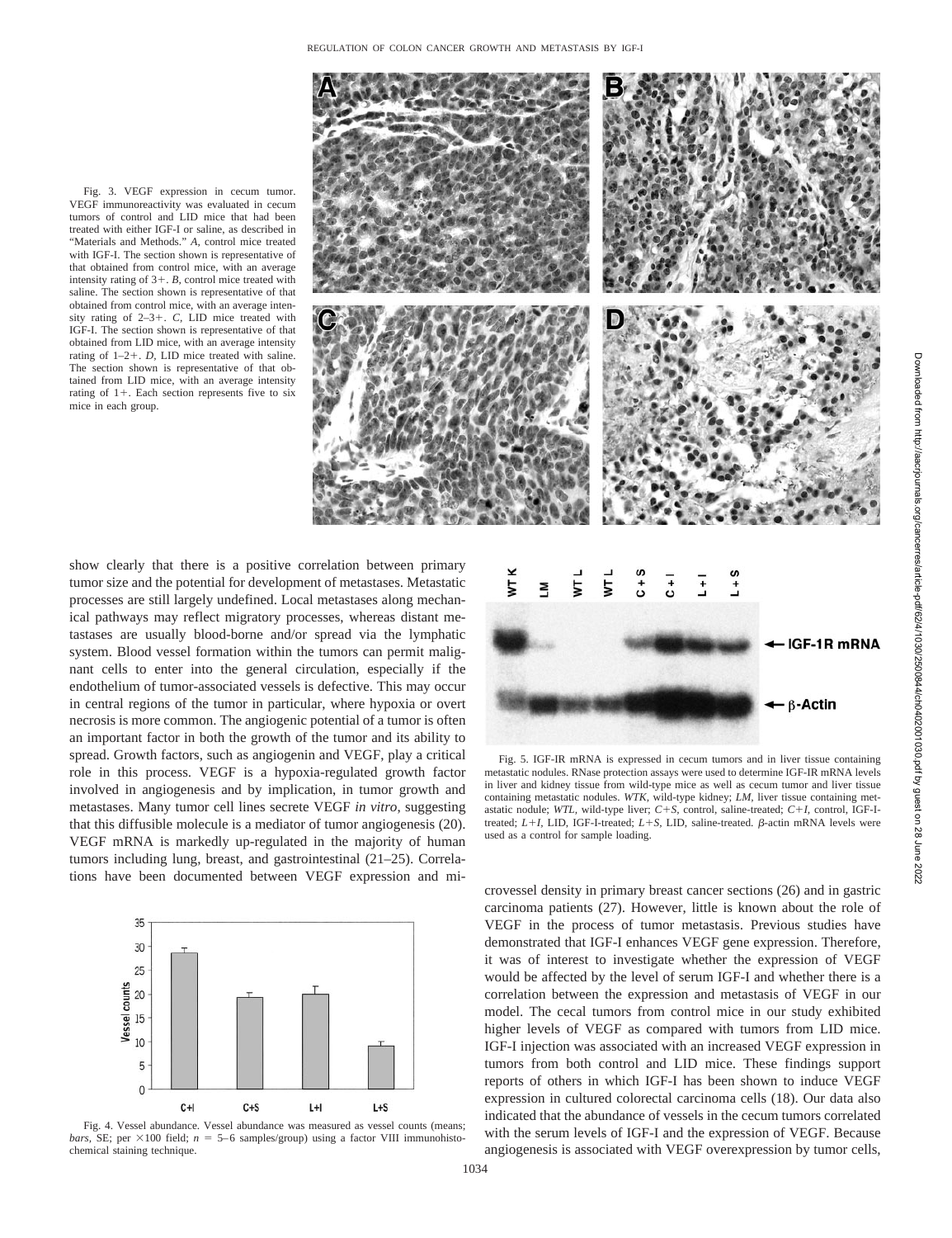Fig. 3. VEGF expression in cecum tumor. VEGF immunoreactivity was evaluated in cecum tumors of control and LID mice that had been treated with either IGF-I or saline, as described in "Materials and Methods." *A*, control mice treated with IGF-I. The section shown is representative of that obtained from control mice, with an average intensity rating of 3+. *B*, control mice treated with saline. The section shown is representative of that obtained from control mice, with an average intensity rating of 2–3+. *C*, LID mice treated with IGF-I. The section shown is representative of that obtained from LID mice, with an average intensity rating of 1–2+. *D*, LID mice treated with saline. The section shown is representative of that obtained from LID mice, with an average intensity rating of 1+. Each section represents five to six mice in each group.

show clearly that there is a positive correlation between primary tumor size and the potential for development of metastases. Metastatic processes are still largely undefined. Local metastases along mechanical pathways may reflect migratory processes, whereas distant metastases are usually blood-borne and/or spread via the lymphatic system. Blood vessel formation within the tumors can permit malignant cells to enter into the general circulation, especially if the endothelium of tumor-associated vessels is defective. This may occur in central regions of the tumor in particular, where hypoxia or overt necrosis is more common. The angiogenic potential of a tumor is often an important factor in both the growth of the tumor and its ability to spread. Growth factors, such as angiogenin and VEGF, play a critical role in this process. VEGF is a hypoxia-regulated growth factor involved in angiogenesis and by implication, in tumor growth and metastases. Many tumor cell lines secrete VEGF *in vitro*, suggesting that this diffusible molecule is a mediator of tumor angiogenesis (20). VEGF mRNA is markedly up-regulated in the majority of human tumors including lung, breast, and gastrointestinal (21–25). Correlations have been documented between VEGF expression and microvessel density in primary breast cancer sections (26) and in gastric carcinoma patients (27). However, little is known about the role of VEGF in the process of tumor metastasis. Previous studies have demonstrated that IGF-I enhances VEGF gene expression. Therefore, it was of interest to investigate whether the expression of VEGF would be affected by the level of serum IGF-I and whether there is a correlation between the expression and metastasis of VEGF in our model. The cecal tumors from control mice in our study exhibited higher levels of VEGF as compared with tumors from LID mice. IGF-I injection was associated with an increased VEGF expression in tumors from both control and LID mice. These findings support reports of others in which IGF-I has been shown to induce VEGF expression in cultured colorectal carcinoma cells (18). Our data also indicated that the abundance of vessels in the cecum tumors correlated with the serum levels of IGF-I and the expression of VEGF. Because angiogenesis is associated with VEGF overexpression by tumor cells,

Fig. 4. Vessel abundance. Vessel abundance was measured as vessel counts (means; *bars*, SE; per ×100 field; $n$ = 5–6 samples/group) using a factor VIII immunohistochemical staining technique.

Fig. 5. IGF-IR mRNA is expressed in cecum tumors and in liver tissue containing metastatic nodules. RNase protection assays were used to determine IGF-IR mRNA levels in liver and kidney tissue from wild-type mice as well as cecum tumor and liver tissue containing metastatic nodules. *WTK*, wild-type kidney; *LM*, liver tissue containing metastatic nodule; *WTL*, wild-type liver; *C+S*, control, saline-treated; *C+I*, control, IGF-I-treated; *L+I*, LID, IGF-I-treated; *L+S*, LID, saline-treated. β-actin mRNA levels were used as a control for sample loading.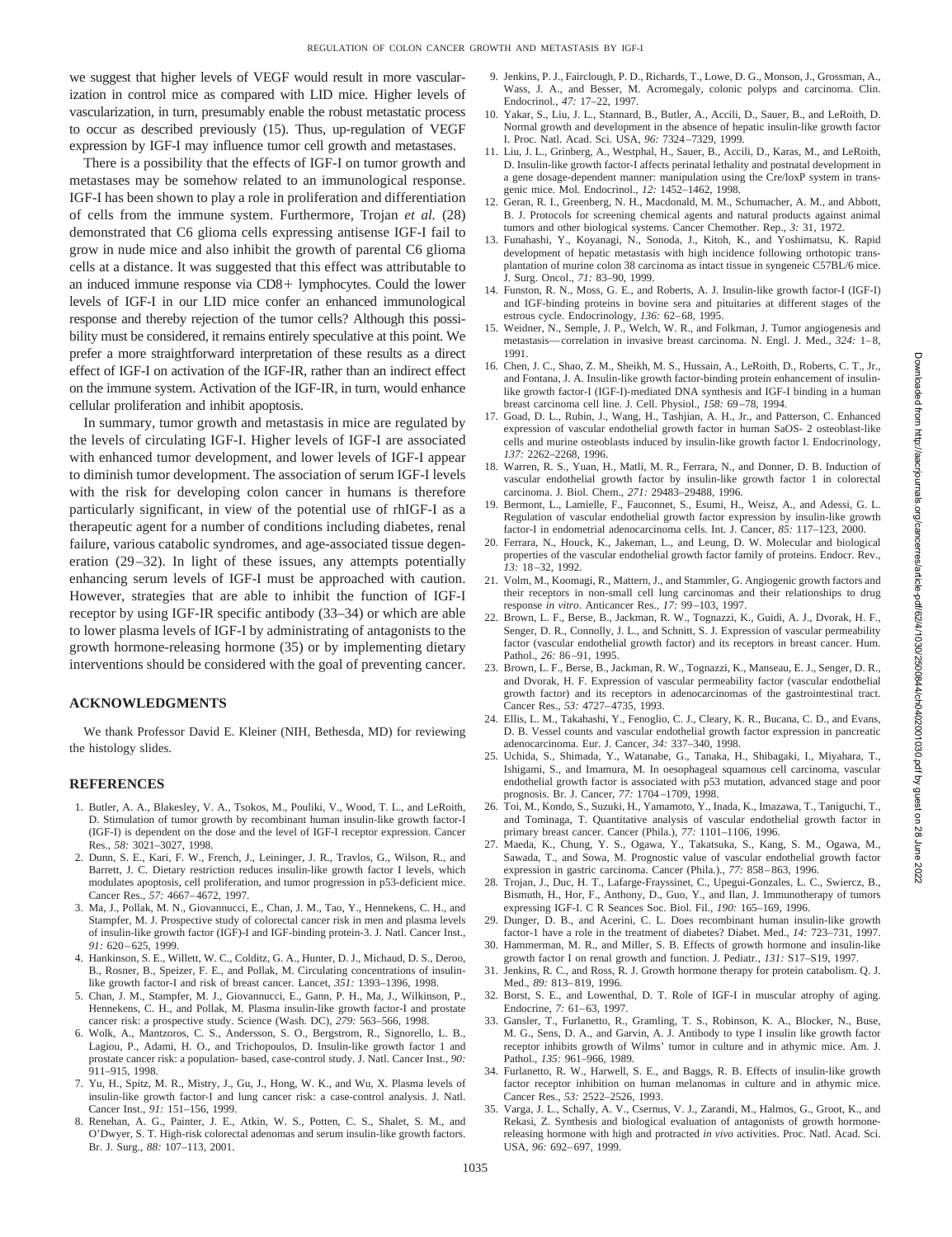we suggest that higher levels of VEGF would result in more vascularization in control mice as compared with LID mice. Higher levels of vascularization, in turn, presumably enable the robust metastatic process to occur as described previously (15). Thus, up-regulation of VEGF expression by IGF-I may influence tumor cell growth and metastases.

There is a possibility that the effects of IGF-I on tumor growth and metastases may be somehow related to an immunological response. IGF-I has been shown to play a role in proliferation and differentiation of cells from the immune system. Furthermore, Trojan *et al.* (28) demonstrated that C6 glioma cells expressing antisense IGF-I fail to grow in nude mice and also inhibit the growth of parental C6 glioma cells at a distance. It was suggested that this effect was attributable to an induced immune response via CD8+ lymphocytes. Could the lower levels of IGF-I in our LID mice confer an enhanced immunological response and thereby rejection of the tumor cells? Although this possibility must be considered, it remains entirely speculative at this point. We prefer a more straightforward interpretation of these results as a direct effect of IGF-I on activation of the IGF-IR, rather than an indirect effect on the immune system. Activation of the IGF-IR, in turn, would enhance cellular proliferation and inhibit apoptosis.

In summary, tumor growth and metastasis in mice are regulated by the levels of circulating IGF-I. Higher levels of IGF-I are associated with enhanced tumor development, and lower levels of IGF-I appear to diminish tumor development. The association of serum IGF-I levels with the risk for developing colon cancer in humans is therefore particularly significant, in view of the potential use of rhIGF-I as a therapeutic agent for a number of conditions including diabetes, renal failure, various catabolic syndromes, and age-associated tissue degeneration (29–32). In light of these issues, any attempts potentially enhancing serum levels of IGF-I must be approached with caution. However, strategies that are able to inhibit the function of IGF-I receptor by using IGF-IR specific antibody (33–34) or which are able to lower plasma levels of IGF-I by administrating of antagonists to the growth hormone-releasing hormone (35) or by implementing dietary interventions should be considered with the goal of preventing cancer.

## ACKNOWLEDGMENTS

We thank Professor David E. Kleiner (NIH, Bethesda, MD) for reviewing the histology slides.

## REFERENCES

1. Butler, A. A., Blakesley, V. A., Tsokos, M., Pouliki, V., Wood, T. L., and LeRoith, D. Stimulation of tumor growth by recombinant human insulin-like growth factor-I (IGF-I) is dependent on the dose and the level of IGF-I receptor expression. Cancer Res., *58:* 3021–3027, 1998.
2. Dunn, S. E., Kari, F. W., French, J., Leininger, J. R., Travlos, G., Wilson, R., and Barrett, J. C. Dietary restriction reduces insulin-like growth factor I levels, which modulates apoptosis, cell proliferation, and tumor progression in p53-deficient mice. Cancer Res., *57:* 4667–4672, 1997.
3. Ma, J., Pollak, M. N., Giovannucci, E., Chan, J. M., Tao, Y., Hennekens, C. H., and Stampfer, M. J. Prospective study of colorectal cancer risk in men and plasma levels of insulin-like growth factor (IGF)-I and IGF-binding protein-3. J. Natl. Cancer Inst., *91:* 620–625, 1999.
4. Hankinson, S. E., Willett, W. C., Colditz, G. A., Hunter, D. J., Michaud, D. S., Deroo, B., Rosner, B., Speizer, F. E., and Pollak, M. Circulating concentrations of insulin-like growth factor-I and risk of breast cancer. Lancet, *351:* 1393–1396, 1998.
5. Chan, J. M., Stampfer, M. J., Giovannucci, E., Gann, P. H., Ma, J., Wilkinson, P., Hennekens, C. H., and Pollak, M. Plasma insulin-like growth factor-I and prostate cancer risk: a prospective study. Science (Wash. DC), *279:* 563–566, 1998.
6. Wolk, A., Mantzoros, C. S., Andersson, S. O., Bergstrom, R., Signorello, L. B., Lagiou, P., Adami, H. O., and Trichopoulos, D. Insulin-like growth factor 1 and prostate cancer risk: a population- based, case-control study. J. Natl. Cancer Inst., *90:* 911–915, 1998.
7. Yu, H., Spitz, M. R., Mistry, J., Gu, J., Hong, W. K., and Wu, X. Plasma levels of insulin-like growth factor-I and lung cancer risk: a case-control analysis. J. Natl. Cancer Inst., *91:* 151–156, 1999.
8. Renehan, A. G., Painter, J. E., Atkin, W. S., Potten, C. S., Shalet, S. M., and O'Dwyer, S. T. High-risk colorectal adenomas and serum insulin-like growth factors. Br. J. Surg., *88:* 107–113, 2001.
9. Jenkins, P. J., Fairclough, P. D., Richards, T., Lowe, D. G., Monson, J., Grossman, A., Wass, J. A., and Besser, M. Acromegaly, colonic polyps and carcinoma. Clin. Endocrinol., *47:* 17–22, 1997.
10. Yakar, S., Liu, J. L., Stannard, B., Butler, A., Accili, D., Sauer, B., and LeRoith, D. Normal growth and development in the absence of hepatic insulin-like growth factor I. Proc. Natl. Acad. Sci. USA, *96:* 7324–7329, 1999.
11. Liu, J. L., Grinberg, A., Westphal, H., Sauer, B., Accili, D., Karas, M., and LeRoith, D. Insulin-like growth factor-I affects perinatal lethality and postnatal development in a gene dosage-dependent manner: manipulation using the Cre/loxP system in transgenic mice. Mol. Endocrinol., *12:* 1452–1462, 1998.
12. Geran, R. I., Greenberg, N. H., Macdonald, M. M., Schumacher, A. M., and Abbott, B. J. Protocols for screening chemical agents and natural products against animal tumors and other biological systems. Cancer Chemother. Rep., *3:* 31, 1972.
13. Funahashi, Y., Koyanagi, N., Sonoda, J., Kitoh, K., and Yoshimatsu, K. Rapid development of hepatic metastasis with high incidence following orthotopic transplantation of murine colon 38 carcinoma as intact tissue in syngeneic C57BL/6 mice. J. Surg. Oncol., *71:* 83–90, 1999.
14. Funston, R. N., Moss, G. E., and Roberts, A. J. Insulin-like growth factor-I (IGF-I) and IGF-binding proteins in bovine sera and pituitaries at different stages of the estrous cycle. Endocrinology, *136:* 62–68, 1995.
15. Weidner, N., Semple, J. P., Welch, W. R., and Folkman, J. Tumor angiogenesis and metastasis—correlation in invasive breast carcinoma. N. Engl. J. Med., *324:* 1–8, 1991.
16. Chen, J. C., Shao, Z. M., Sheikh, M. S., Hussain, A., LeRoith, D., Roberts, C. T., Jr., and Fontana, J. A. Insulin-like growth factor-binding protein enhancement of insulin-like growth factor-I (IGF-I)-mediated DNA synthesis and IGF-I binding in a human breast carcinoma cell line. J. Cell. Physiol., *158:* 69–78, 1994.
17. Goad, D. L., Rubin, J., Wang, H., Tashjian, A. H., Jr., and Patterson, C. Enhanced expression of vascular endothelial growth factor in human SaOS- 2 osteoblast-like cells and murine osteoblasts induced by insulin-like growth factor I. Endocrinology, *137:* 2262–2268, 1996.
18. Warren, R. S., Yuan, H., Matli, M. R., Ferrara, N., and Donner, D. B. Induction of vascular endothelial growth factor by insulin-like growth factor 1 in colorectal carcinoma. J. Biol. Chem., *271:* 29483–29488, 1996.
19. Bermont, L., Lamielle, F., Fauconnet, S., Esumi, H., Weisz, A., and Adessi, G. L. Regulation of vascular endothelial growth factor expression by insulin-like growth factor-I in endometrial adenocarcinoma cells. Int. J. Cancer, *85:* 117–123, 2000.
20. Ferrara, N., Houck, K., Jakeman, L., and Leung, D. W. Molecular and biological properties of the vascular endothelial growth factor family of proteins. Endocr. Rev., *13:* 18–32, 1992.
21. Volm, M., Koomagi, R., Mattern, J., and Stammler, G. Angiogenic growth factors and their receptors in non-small cell lung carcinomas and their relationships to drug response *in vitro*. Anticancer Res., *17:* 99–103, 1997.
22. Brown, L. F., Berse, B., Jackman, R. W., Tognazzi, K., Guidi, A. J., Dvorak, H. F., Senger, D. R., Connolly, J. L., and Schnitt, S. J. Expression of vascular permeability factor (vascular endothelial growth factor) and its receptors in breast cancer. Hum. Pathol., *26:* 86–91, 1995.
23. Brown, L. F., Berse, B., Jackman, R. W., Tognazzi, K., Manseau, E. J., Senger, D. R., and Dvorak, H. F. Expression of vascular permeability factor (vascular endothelial growth factor) and its receptors in adenocarcinomas of the gastrointestinal tract. Cancer Res., *53:* 4727–4735, 1993.
24. Ellis, L. M., Takahashi, Y., Fenoglio, C. J., Cleary, K. R., Bucana, C. D., and Evans, D. B. Vessel counts and vascular endothelial growth factor expression in pancreatic adenocarcinoma. Eur. J. Cancer, *34:* 337–340, 1998.
25. Uchida, S., Shimada, Y., Watanabe, G., Tanaka, H., Shibagaki, I., Miyahara, T., Ishigami, S., and Imamura, M. In oesophageal squamous cell carcinoma, vascular endothelial growth factor is associated with p53 mutation, advanced stage and poor prognosis. Br. J. Cancer, *77:* 1704–1709, 1998.
26. Toi, M., Kondo, S., Suzuki, H., Yamamoto, Y., Inada, K., Imazawa, T., Taniguchi, T., and Tominaga, T. Quantitative analysis of vascular endothelial growth factor in primary breast cancer. Cancer (Phila.), *77:* 1101–1106, 1996.
27. Maeda, K., Chung, Y. S., Ogawa, Y., Takatsuka, S., Kang, S. M., Ogawa, M., Sawada, T., and Sowa, M. Prognostic value of vascular endothelial growth factor expression in gastric carcinoma. Cancer (Phila.), *77:* 858–863, 1996.
28. Trojan, J., Duc, H. T., Lafarge-Frayssinet, C., Upegui-Gonzales, L. C., Swiercz, B., Bismuth, H., Hor, F., Anthony, D., Guo, Y., and Ilan, J. Immunotherapy of tumors expressing IGF-I. C R Seances Soc. Biol. Fil., *190:* 165–169, 1996.
29. Dunger, D. B., and Acerini, C. L. Does recombinant human insulin-like growth factor-1 have a role in the treatment of diabetes? Diabet. Med., *14:* 723–731, 1997.
30. Hammerman, M. R., and Miller, S. B. Effects of growth hormone and insulin-like growth factor I on renal growth and function. J. Pediatr., *131:* S17–S19, 1997.
31. Jenkins, R. C., and Ross, R. J. Growth hormone therapy for protein catabolism. Q. J. Med., *89:* 813–819, 1996.
32. Borst, S. E., and Lowenthal, D. T. Role of IGF-I in muscular atrophy of aging. Endocrine, *7:* 61–63, 1997.
33. Gansler, T., Furlanetto, R., Gramling, T. S., Robinson, K. A., Blocker, N., Buse, M. G., Sens, D. A., and Garvin, A. J. Antibody to type I insulin like growth factor receptor inhibits growth of Wilms' tumor in culture and in athymic mice. Am. J. Pathol., *135:* 961–966, 1989.
34. Furlanetto, R. W., Harwell, S. E., and Baggs, R. B. Effects of insulin-like growth factor receptor inhibition on human melanomas in culture and in athymic mice. Cancer Res., *53:* 2522–2526, 1993.
35. Varga, J. L., Schally, A. V., Csernus, V. J., Zarandi, M., Halmos, G., Groot, K., and Rekasi, Z. Synthesis and biological evaluation of antagonists of growth hormone-releasing hormone with high and protracted *in vivo* activities. Proc. Natl. Acad. Sci. USA, *96:* 692–697, 1999.